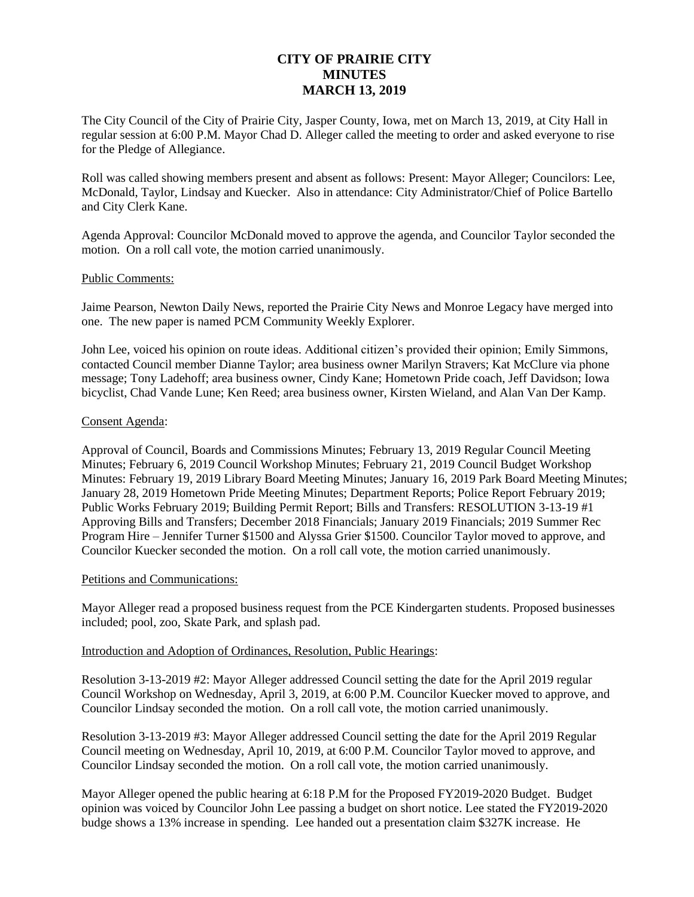# CITY OF PRAIRIE CITY
# MINUTES
# MARCH 13, 2019

The City Council of the City of Prairie City, Jasper County, Iowa, met on March 13, 2019, at City Hall in regular session at 6:00 P.M. Mayor Chad D. Alleger called the meeting to order and asked everyone to rise for the Pledge of Allegiance.

Roll was called showing members present and absent as follows: Present: Mayor Alleger; Councilors: Lee, McDonald, Taylor, Lindsay and Kuecker. Also in attendance: City Administrator/Chief of Police Bartello and City Clerk Kane.

Agenda Approval: Councilor McDonald moved to approve the agenda, and Councilor Taylor seconded the motion. On a roll call vote, the motion carried unanimously.

Public Comments:

Jaime Pearson, Newton Daily News, reported the Prairie City News and Monroe Legacy have merged into one. The new paper is named PCM Community Weekly Explorer.

John Lee, voiced his opinion on route ideas. Additional citizen's provided their opinion; Emily Simmons, contacted Council member Dianne Taylor; area business owner Marilyn Stravers; Kat McClure via phone message; Tony Ladehoff; area business owner, Cindy Kane; Hometown Pride coach, Jeff Davidson; Iowa bicyclist, Chad Vande Lune; Ken Reed; area business owner, Kirsten Wieland, and Alan Van Der Kamp.

Consent Agenda:

Approval of Council, Boards and Commissions Minutes; February 13, 2019 Regular Council Meeting Minutes; February 6, 2019 Council Workshop Minutes; February 21, 2019 Council Budget Workshop Minutes: February 19, 2019 Library Board Meeting Minutes; January 16, 2019 Park Board Meeting Minutes; January 28, 2019 Hometown Pride Meeting Minutes; Department Reports; Police Report February 2019; Public Works February 2019; Building Permit Report; Bills and Transfers: RESOLUTION 3-13-19 #1 Approving Bills and Transfers; December 2018 Financials; January 2019 Financials; 2019 Summer Rec Program Hire – Jennifer Turner $1500 and Alyssa Grier $1500. Councilor Taylor moved to approve, and Councilor Kuecker seconded the motion. On a roll call vote, the motion carried unanimously.

Petitions and Communications:

Mayor Alleger read a proposed business request from the PCE Kindergarten students. Proposed businesses included; pool, zoo, Skate Park, and splash pad.

Introduction and Adoption of Ordinances, Resolution, Public Hearings:

Resolution 3-13-2019 #2: Mayor Alleger addressed Council setting the date for the April 2019 regular Council Workshop on Wednesday, April 3, 2019, at 6:00 P.M. Councilor Kuecker moved to approve, and Councilor Lindsay seconded the motion. On a roll call vote, the motion carried unanimously.

Resolution 3-13-2019 #3: Mayor Alleger addressed Council setting the date for the April 2019 Regular Council meeting on Wednesday, April 10, 2019, at 6:00 P.M. Councilor Taylor moved to approve, and Councilor Lindsay seconded the motion. On a roll call vote, the motion carried unanimously.

Mayor Alleger opened the public hearing at 6:18 P.M for the Proposed FY2019-2020 Budget. Budget opinion was voiced by Councilor John Lee passing a budget on short notice. Lee stated the FY2019-2020 budge shows a 13% increase in spending. Lee handed out a presentation claim $327K increase. He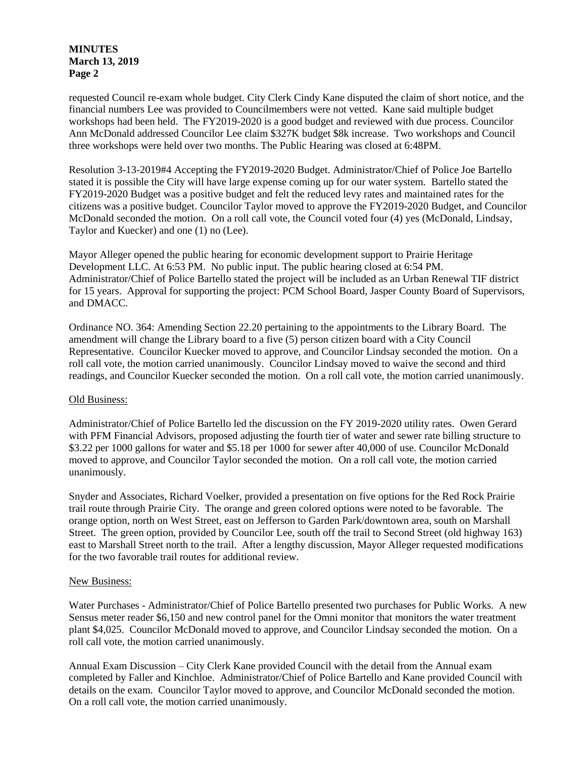requested Council re-exam whole budget. City Clerk Cindy Kane disputed the claim of short notice, and the financial numbers Lee was provided to Councilmembers were not vetted. Kane said multiple budget workshops had been held. The FY2019-2020 is a good budget and reviewed with due process. Councilor Ann McDonald addressed Councilor Lee claim $327K budget $8k increase. Two workshops and Council three workshops were held over two months. The Public Hearing was closed at 6:48PM.

Resolution 3-13-2019#4 Accepting the FY2019-2020 Budget. Administrator/Chief of Police Joe Bartello stated it is possible the City will have large expense coming up for our water system. Bartello stated the FY2019-2020 Budget was a positive budget and felt the reduced levy rates and maintained rates for the citizens was a positive budget. Councilor Taylor moved to approve the FY2019-2020 Budget, and Councilor McDonald seconded the motion. On a roll call vote, the Council voted four (4) yes (McDonald, Lindsay, Taylor and Kuecker) and one (1) no (Lee).

Mayor Alleger opened the public hearing for economic development support to Prairie Heritage Development LLC. At 6:53 PM. No public input. The public hearing closed at 6:54 PM. Administrator/Chief of Police Bartello stated the project will be included as an Urban Renewal TIF district for 15 years. Approval for supporting the project: PCM School Board, Jasper County Board of Supervisors, and DMACC.

Ordinance NO. 364: Amending Section 22.20 pertaining to the appointments to the Library Board. The amendment will change the Library board to a five (5) person citizen board with a City Council Representative. Councilor Kuecker moved to approve, and Councilor Lindsay seconded the motion. On a roll call vote, the motion carried unanimously. Councilor Lindsay moved to waive the second and third readings, and Councilor Kuecker seconded the motion. On a roll call vote, the motion carried unanimously.

Old Business:

Administrator/Chief of Police Bartello led the discussion on the FY 2019-2020 utility rates. Owen Gerard with PFM Financial Advisors, proposed adjusting the fourth tier of water and sewer rate billing structure to $3.22 per 1000 gallons for water and $5.18 per 1000 for sewer after 40,000 of use. Councilor McDonald moved to approve, and Councilor Taylor seconded the motion. On a roll call vote, the motion carried unanimously.

Snyder and Associates, Richard Voelker, provided a presentation on five options for the Red Rock Prairie trail route through Prairie City. The orange and green colored options were noted to be favorable. The orange option, north on West Street, east on Jefferson to Garden Park/downtown area, south on Marshall Street. The green option, provided by Councilor Lee, south off the trail to Second Street (old highway 163) east to Marshall Street north to the trail. After a lengthy discussion, Mayor Alleger requested modifications for the two favorable trail routes for additional review.

New Business:

Water Purchases - Administrator/Chief of Police Bartello presented two purchases for Public Works. A new Sensus meter reader $6,150 and new control panel for the Omni monitor that monitors the water treatment plant $4,025. Councilor McDonald moved to approve, and Councilor Lindsay seconded the motion. On a roll call vote, the motion carried unanimously.

Annual Exam Discussion – City Clerk Kane provided Council with the detail from the Annual exam completed by Faller and Kinchloe. Administrator/Chief of Police Bartello and Kane provided Council with details on the exam. Councilor Taylor moved to approve, and Councilor McDonald seconded the motion. On a roll call vote, the motion carried unanimously.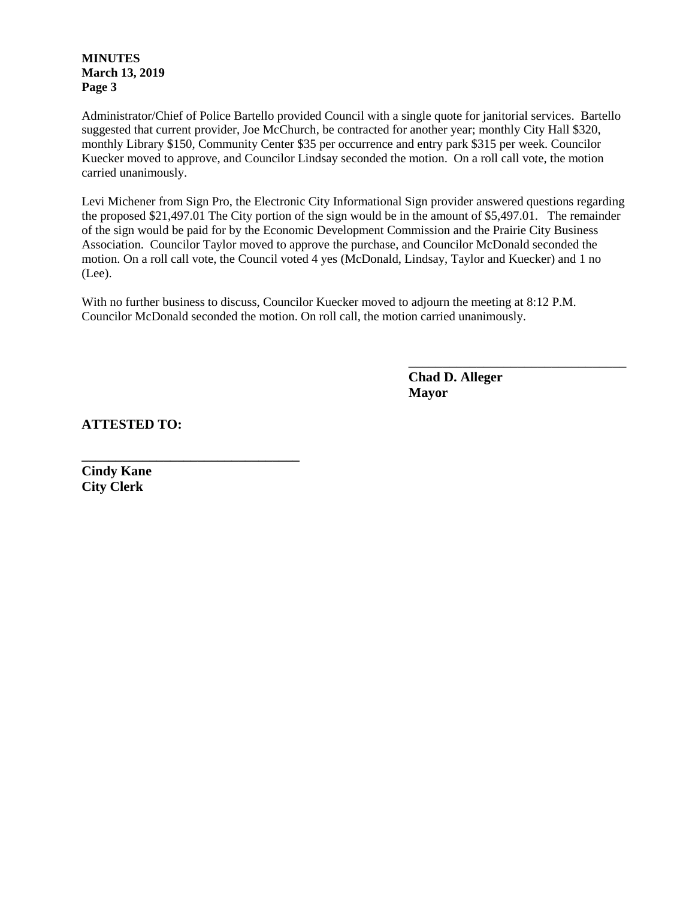Administrator/Chief of Police Bartello provided Council with a single quote for janitorial services. Bartello suggested that current provider, Joe McChurch, be contracted for another year; monthly City Hall $320, monthly Library $150, Community Center $35 per occurrence and entry park $315 per week. Councilor Kuecker moved to approve, and Councilor Lindsay seconded the motion. On a roll call vote, the motion carried unanimously.

Levi Michener from Sign Pro, the Electronic City Informational Sign provider answered questions regarding the proposed $21,497.01 The City portion of the sign would be in the amount of $5,497.01. The remainder of the sign would be paid for by the Economic Development Commission and the Prairie City Business Association. Councilor Taylor moved to approve the purchase, and Councilor McDonald seconded the motion. On a roll call vote, the Council voted 4 yes (McDonald, Lindsay, Taylor and Kuecker) and 1 no (Lee).

With no further business to discuss, Councilor Kuecker moved to adjourn the meeting at 8:12 P.M. Councilor McDonald seconded the motion. On roll call, the motion carried unanimously.

\_\_\_\_\_\_\_\_\_\_\_\_\_\_\_\_\_\_\_\_\_\_\_\_\_\_\_\_\_\_\_\_\_\_

**Chad D. Alleger**
**Mayor**

**ATTESTED TO:**

\_\_\_\_\_\_\_\_\_\_\_\_\_\_\_\_\_\_\_\_\_\_\_\_\_\_\_\_\_\_\_\_\_\_

**Cindy Kane**
**City Clerk**